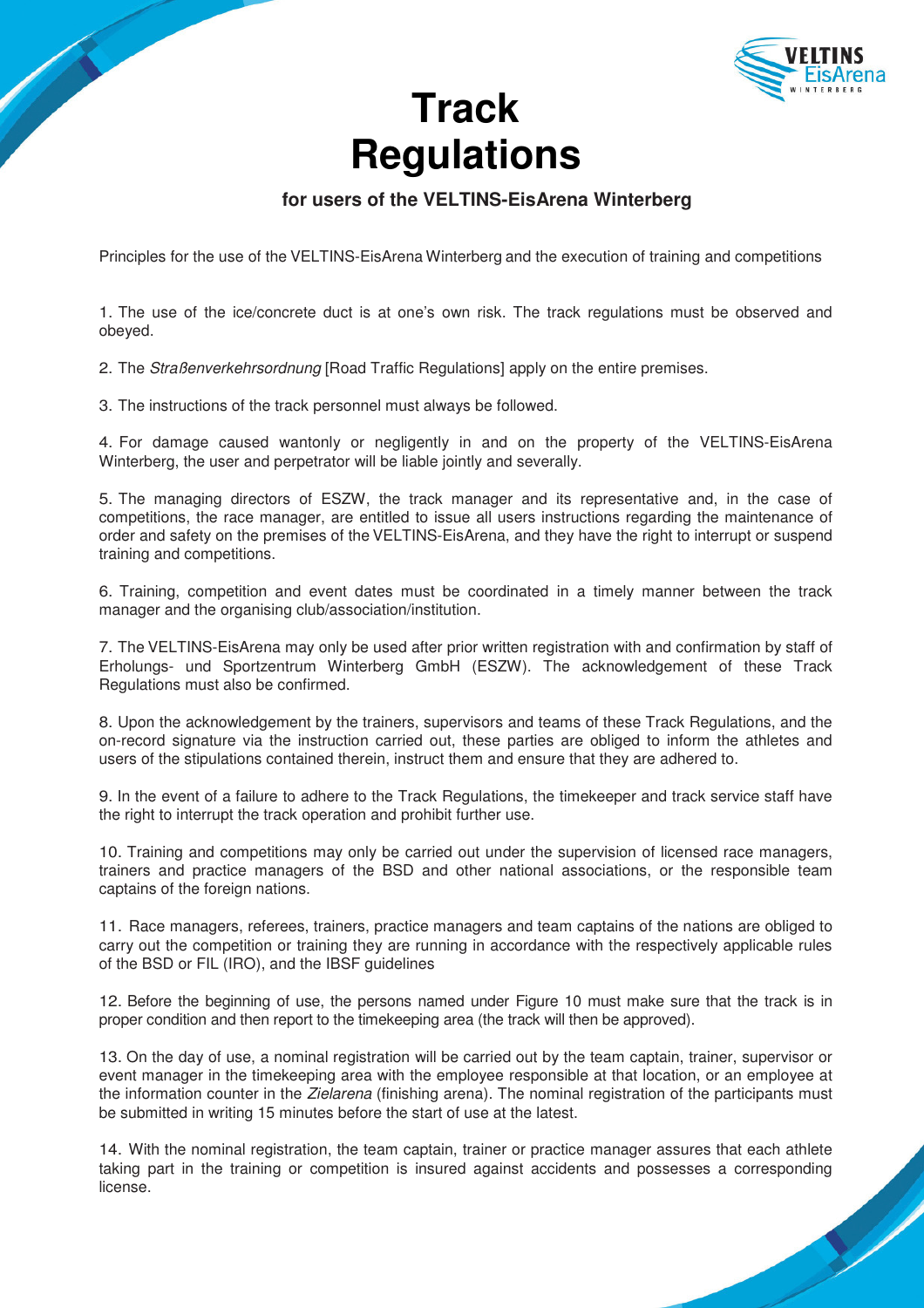# Track Regulations

### for users of the VELTINS-EisArena Winterberg

Principles for the use of the VELTINS-EisArena Winterberg and the execution of training and competitions

1. The use of the ice/concrete duct is at one's own risk. The track regulations must be observed and obeyed.

2. The *Straßenverkehrsordnung* [Road Traffic Regulations] apply on the entire premises.

3. The instructions of the track personnel must always be followed.

4. For damage caused wantonly or negligently in and on the property of the VELTINS-EisArena Winterberg, the user and perpetrator will be liable jointly and severally.

5. The managing directors of ESZW, the track manager and its representative and, in the case of competitions, the race manager, are entitled to issue all users instructions regarding the maintenance of order and safety on the premises of the VELTINS-EisArena, and they have the right to interrupt or suspend training and competitions.

6. Training, competition and event dates must be coordinated in a timely manner between the track manager and the organising club/association/institution.

7. The VELTINS-EisArena may only be used after prior written registration with and confirmation by staff of Erholungs- und Sportzentrum Winterberg GmbH (ESZW). The acknowledgement of these Track Regulations must also be confirmed.

8. Upon the acknowledgement by the trainers, supervisors and teams of these Track Regulations, and the on-record signature via the instruction carried out, these parties are obliged to inform the athletes and users of the stipulations contained therein, instruct them and ensure that they are adhered to.

9. In the event of a failure to adhere to the Track Regulations, the timekeeper and track service staff have the right to interrupt the track operation and prohibit further use.

10. Training and competitions may only be carried out under the supervision of licensed race managers, trainers and practice managers of the BSD and other national associations, or the responsible team captains of the foreign nations.

11. Race managers, referees, trainers, practice managers and team captains of the nations are obliged to carry out the competition or training they are running in accordance with the respectively applicable rules of the BSD or FIL (IRO), and the IBSF guidelines

12. Before the beginning of use, the persons named under Figure 10 must make sure that the track is in proper condition and then report to the timekeeping area (the track will then be approved).

13. On the day of use, a nominal registration will be carried out by the team captain, trainer, supervisor or event manager in the timekeeping area with the employee responsible at that location, or an employee at the information counter in the *Zielarena* (finishing arena). The nominal registration of the participants must be submitted in writing 15 minutes before the start of use at the latest.

14. With the nominal registration, the team captain, trainer or practice manager assures that each athlete taking part in the training or competition is insured against accidents and possesses a corresponding license.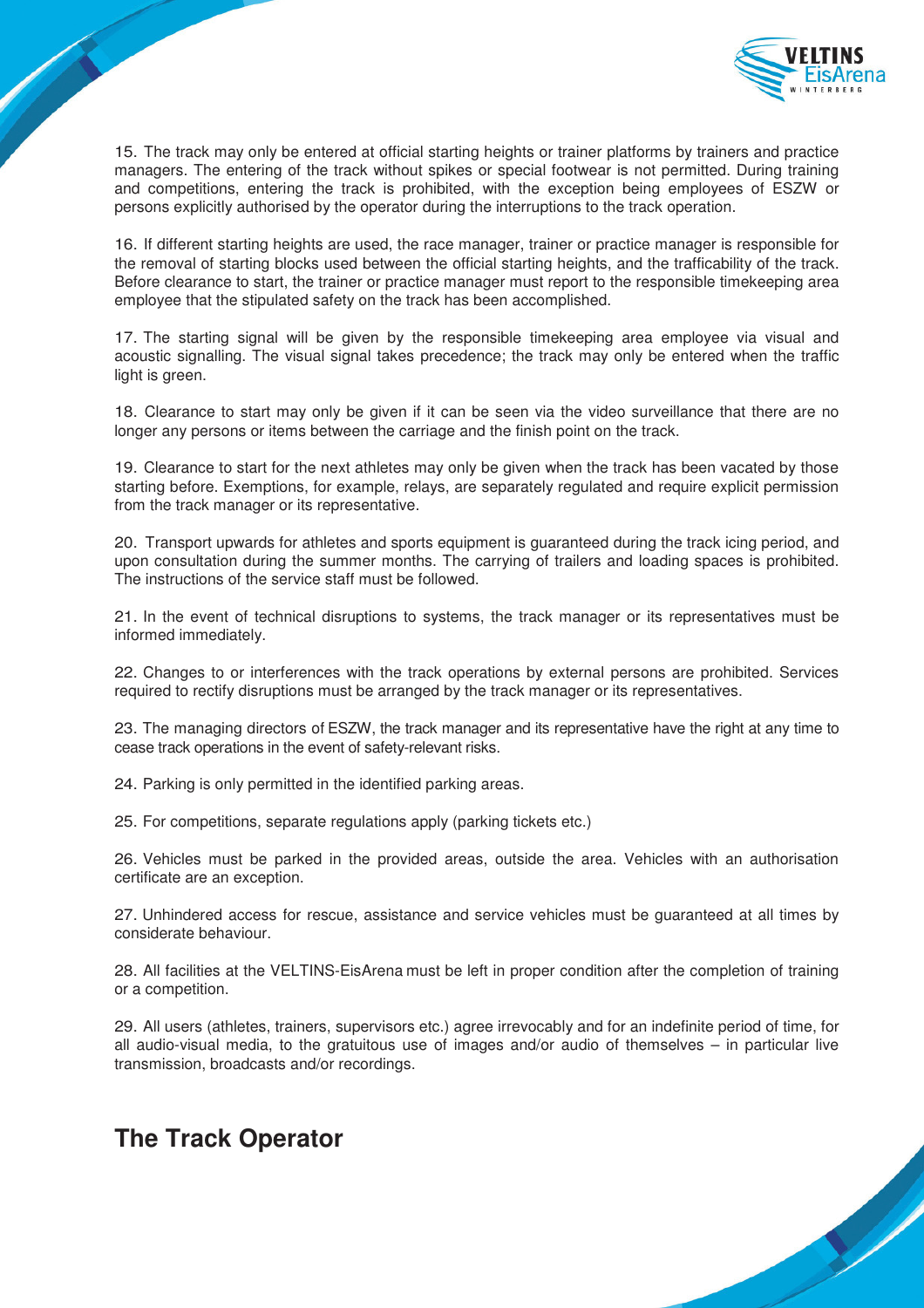15. The track may only be entered at official starting heights or trainer platforms by trainers and practice managers. The entering of the track without spikes or special footwear is not permitted. During training and competitions, entering the track is prohibited, with the exception being employees of ESZW or persons explicitly authorised by the operator during the interruptions to the track operation.

16. If different starting heights are used, the race manager, trainer or practice manager is responsible for the removal of starting blocks used between the official starting heights, and the trafficability of the track. Before clearance to start, the trainer or practice manager must report to the responsible timekeeping area employee that the stipulated safety on the track has been accomplished.

17. The starting signal will be given by the responsible timekeeping area employee via visual and acoustic signalling. The visual signal takes precedence; the track may only be entered when the traffic light is green.

18. Clearance to start may only be given if it can be seen via the video surveillance that there are no longer any persons or items between the carriage and the finish point on the track.

19. Clearance to start for the next athletes may only be given when the track has been vacated by those starting before. Exemptions, for example, relays, are separately regulated and require explicit permission from the track manager or its representative.

20. Transport upwards for athletes and sports equipment is guaranteed during the track icing period, and upon consultation during the summer months. The carrying of trailers and loading spaces is prohibited. The instructions of the service staff must be followed.

21. In the event of technical disruptions to systems, the track manager or its representatives must be informed immediately.

22. Changes to or interferences with the track operations by external persons are prohibited. Services required to rectify disruptions must be arranged by the track manager or its representatives.

23. The managing directors of ESZW, the track manager and its representative have the right at any time to cease track operations in the event of safety-relevant risks.

24. Parking is only permitted in the identified parking areas.

25. For competitions, separate regulations apply (parking tickets etc.)

26. Vehicles must be parked in the provided areas, outside the area. Vehicles with an authorisation certificate are an exception.

27. Unhindered access for rescue, assistance and service vehicles must be guaranteed at all times by considerate behaviour.

28. All facilities at the VELTINS-EisArena must be left in proper condition after the completion of training or a competition.

29. All users (athletes, trainers, supervisors etc.) agree irrevocably and for an indefinite period of time, for all audio-visual media, to the gratuitous use of images and/or audio of themselves – in particular live transmission, broadcasts and/or recordings.

## The Track Operator